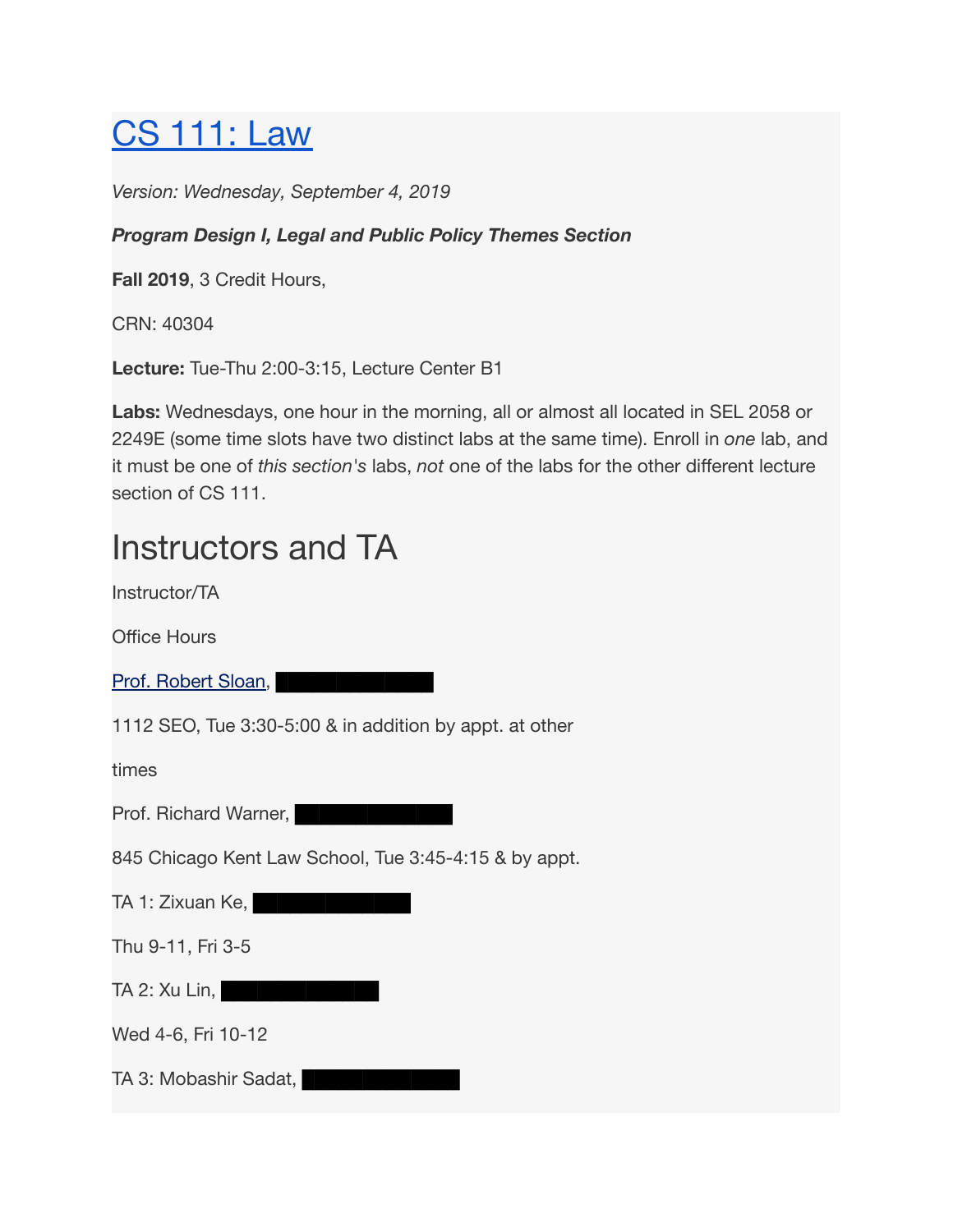# CS 111: Law

*Version: Wednesday, September 4, 2019*

***Program Design I, Legal and Public Policy Themes Section***

**Fall 2019**, 3 Credit Hours,

CRN: 40304

**Lecture:** Tue-Thu 2:00-3:15, Lecture Center B1

**Labs:** Wednesdays, one hour in the morning, all or almost all located in SEL 2058 or 2249E (some time slots have two distinct labs at the same time). Enroll in *one* lab, and it must be one of *this section's* labs, *not* one of the labs for the other different lecture section of CS 111.

## Instructors and TA

Instructor/TA

Office Hours

Prof. Robert Sloan, ██████████

1112 SEO, Tue 3:30-5:00 & in addition by appt. at other

times

Prof. Richard Warner, ██████████

845 Chicago Kent Law School, Tue 3:45-4:15 & by appt.

TA 1: Zixuan Ke, ██████████

Thu 9-11, Fri 3-5

TA 2: Xu Lin, ██████████

Wed 4-6, Fri 10-12

TA 3: Mobashir Sadat, ██████████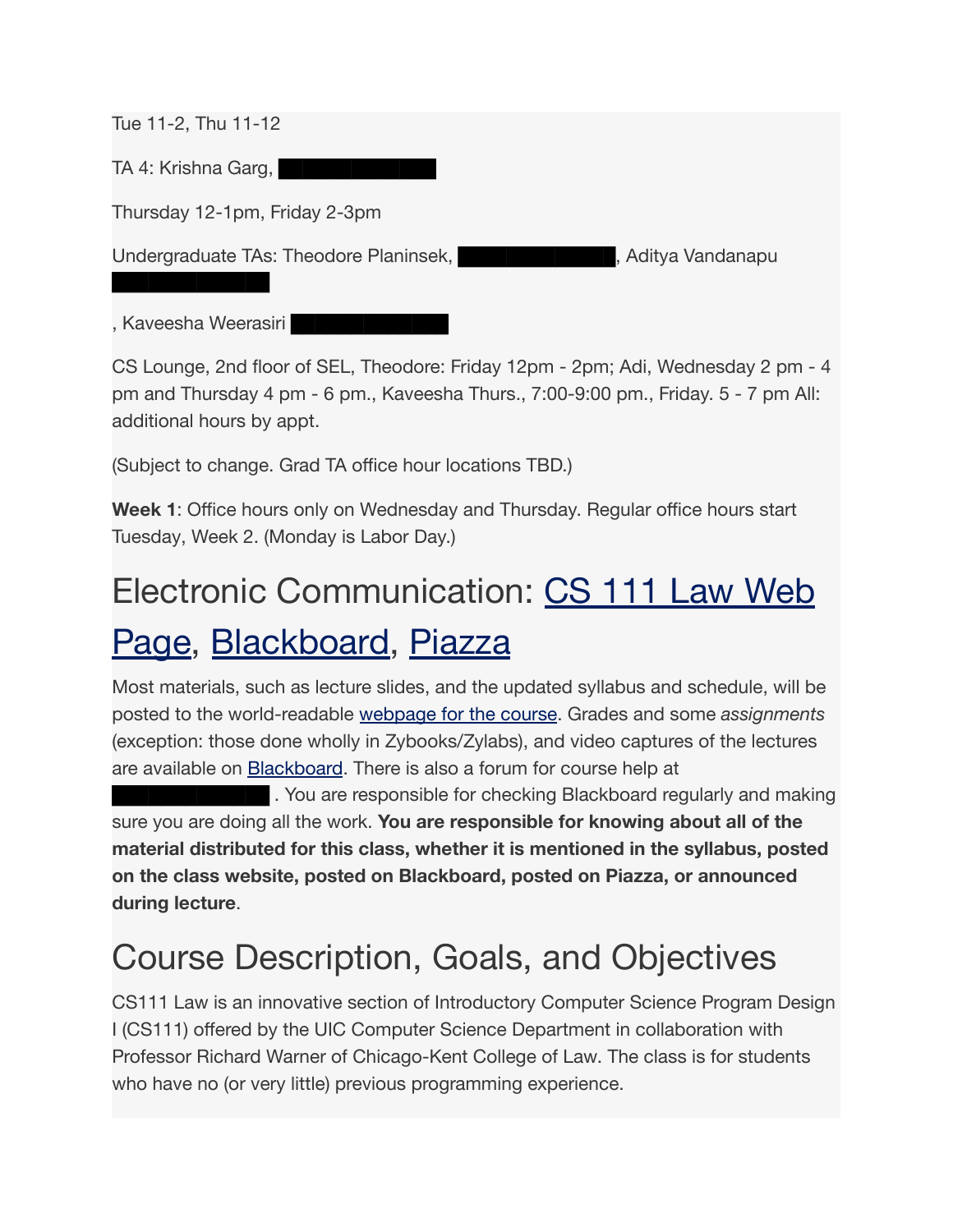Tue 11-2, Thu 11-12

TA 4: Krishna Garg, ████████

Thursday 12-1pm, Friday 2-3pm

Undergraduate TAs: Theodore Planinsek, ████████, Aditya Vandanapu ████████

, Kaveesha Weerasiri ████████

CS Lounge, 2nd floor of SEL, Theodore: Friday 12pm - 2pm; Adi, Wednesday 2 pm - 4 pm and Thursday 4 pm - 6 pm., Kaveesha Thurs., 7:00-9:00 pm., Friday. 5 - 7 pm All: additional hours by appt.

(Subject to change. Grad TA office hour locations TBD.)

**Week 1**: Office hours only on Wednesday and Thursday. Regular office hours start Tuesday, Week 2. (Monday is Labor Day.)

# Electronic Communication: CS 111 Law Web Page, Blackboard, Piazza

Most materials, such as lecture slides, and the updated syllabus and schedule, will be posted to the world-readable webpage for the course. Grades and some *assignments* (exception: those done wholly in Zybooks/Zylabs), and video captures of the lectures are available on Blackboard. There is also a forum for course help at ████████ . You are responsible for checking Blackboard regularly and making sure you are doing all the work. **You are responsible for knowing about all of the material distributed for this class, whether it is mentioned in the syllabus, posted on the class website, posted on Blackboard, posted on Piazza, or announced during lecture**.

# Course Description, Goals, and Objectives

CS111 Law is an innovative section of Introductory Computer Science Program Design I (CS111) offered by the UIC Computer Science Department in collaboration with Professor Richard Warner of Chicago-Kent College of Law. The class is for students who have no (or very little) previous programming experience.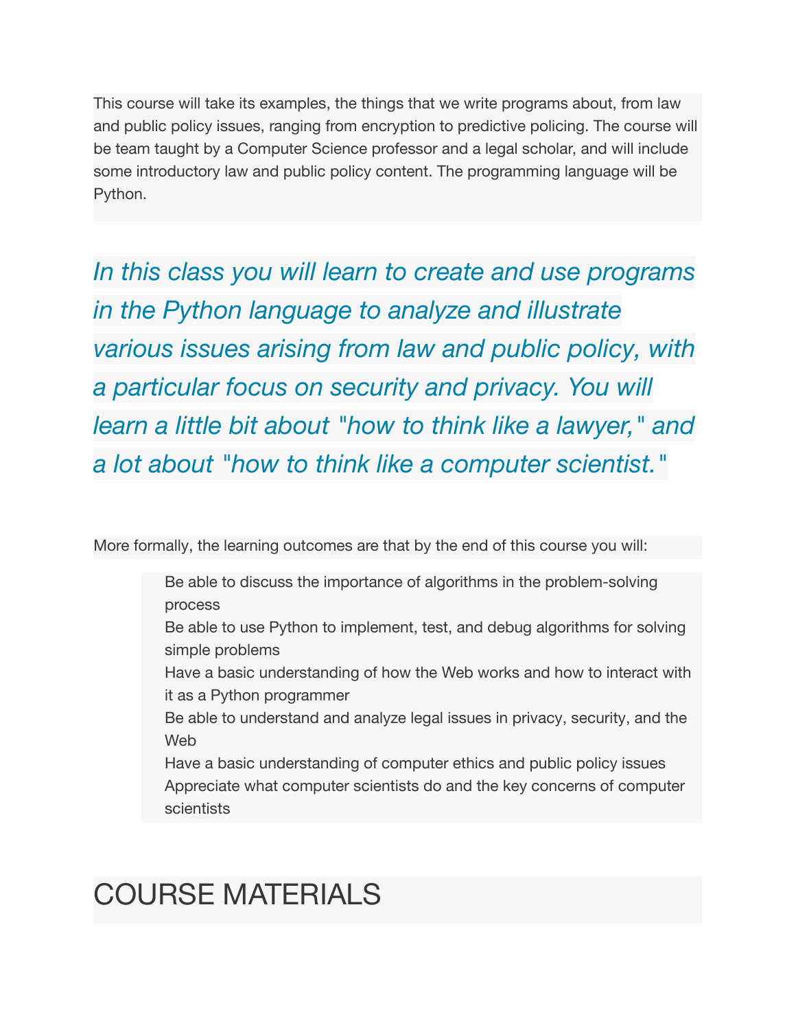This course will take its examples, the things that we write programs about, from law and public policy issues, ranging from encryption to predictive policing. The course will be team taught by a Computer Science professor and a legal scholar, and will include some introductory law and public policy content. The programming language will be Python.

*In this class you will learn to create and use programs in the Python language to analyze and illustrate various issues arising from law and public policy, with a particular focus on security and privacy. You will learn a little bit about "how to think like a lawyer," and a lot about "how to think like a computer scientist."*

More formally, the learning outcomes are that by the end of this course you will:

- Be able to discuss the importance of algorithms in the problem-solving process
- Be able to use Python to implement, test, and debug algorithms for solving simple problems
- Have a basic understanding of how the Web works and how to interact with it as a Python programmer
- Be able to understand and analyze legal issues in privacy, security, and the Web
- Have a basic understanding of computer ethics and public policy issues
- Appreciate what computer scientists do and the key concerns of computer scientists

# COURSE MATERIALS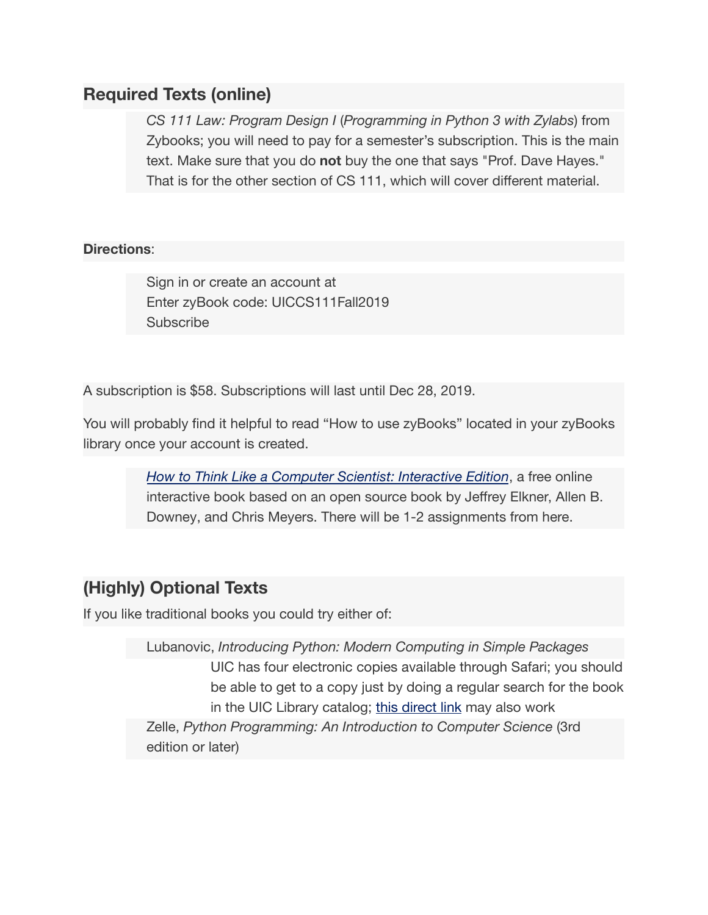## Required Texts (online)

> *CS 111 Law: Program Design I* (*Programming in Python 3 with Zylabs*) from Zybooks; you will need to pay for a semester's subscription. This is the main text. Make sure that you do **not** buy the one that says "Prof. Dave Hayes." That is for the other section of CS 111, which will cover different material.

**Directions**:

> Sign in or create an account at
> Enter zyBook code: UICCS111Fall2019
> Subscribe

A subscription is $58. Subscriptions will last until Dec 28, 2019.

You will probably find it helpful to read "How to use zyBooks" located in your zyBooks library once your account is created.

> *How to Think Like a Computer Scientist: Interactive Edition*, a free online interactive book based on an open source book by Jeffrey Elkner, Allen B. Downey, and Chris Meyers. There will be 1-2 assignments from here.

## (Highly) Optional Texts

If you like traditional books you could try either of:

> Lubanovic, *Introducing Python: Modern Computing in Simple Packages*
>
> > UIC has four electronic copies available through Safari; you should be able to get to a copy just by doing a regular search for the book in the UIC Library catalog; this direct link may also work
>
> Zelle, *Python Programming: An Introduction to Computer Science* (3rd edition or later)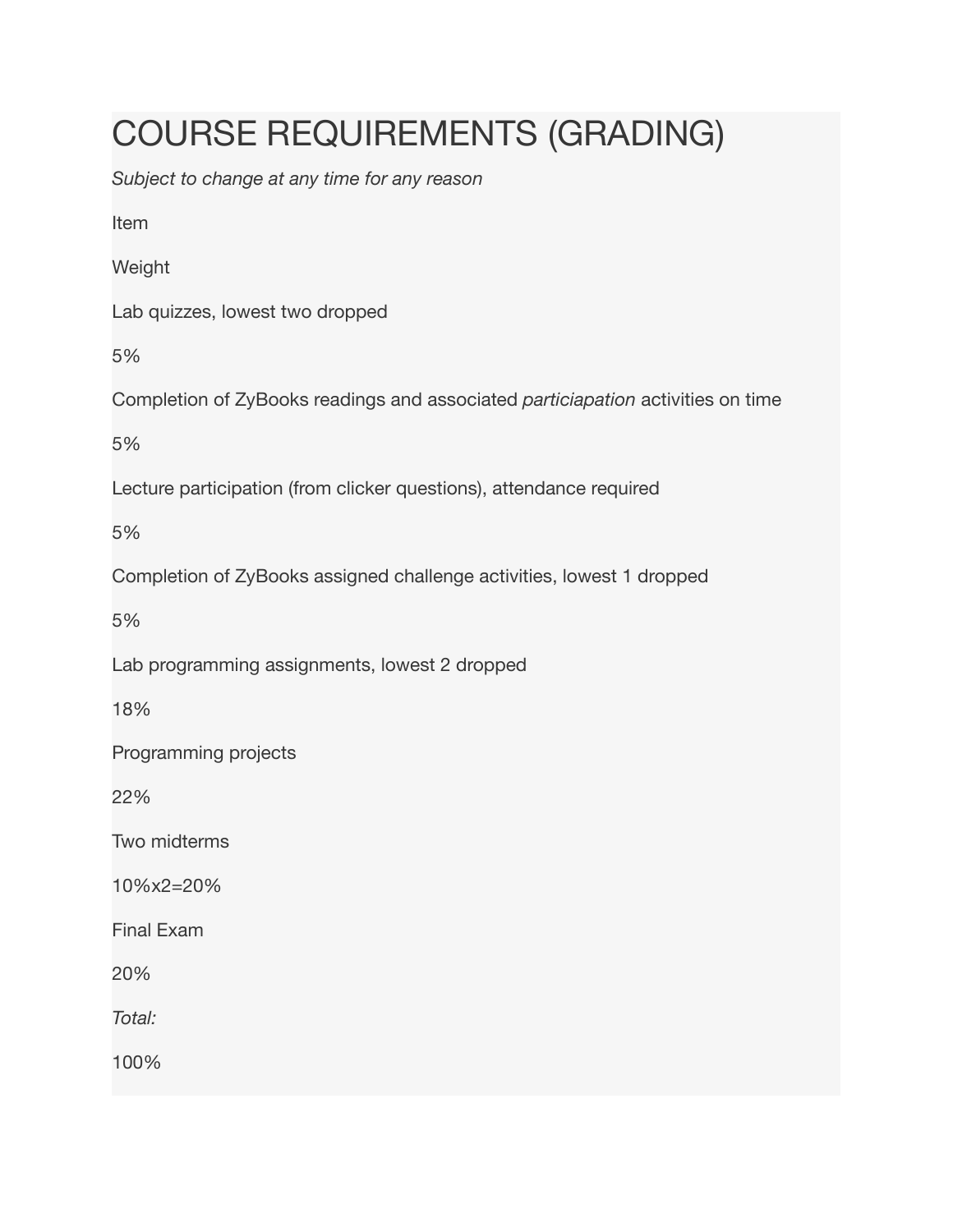# COURSE REQUIREMENTS (GRADING)

*Subject to change at any time for any reason*

| Item | Weight |
| --- | --- |
| Lab quizzes, lowest two dropped | 5% |
| Completion of ZyBooks readings and associated *particiapation* activities on time | 5% |
| Lecture participation (from clicker questions), attendance required | 5% |
| Completion of ZyBooks assigned challenge activities, lowest 1 dropped | 5% |
| Lab programming assignments, lowest 2 dropped | 18% |
| Programming projects | 22% |
| Two midterms | 10%x2=20% |
| Final Exam | 20% |
| *Total:* | 100% |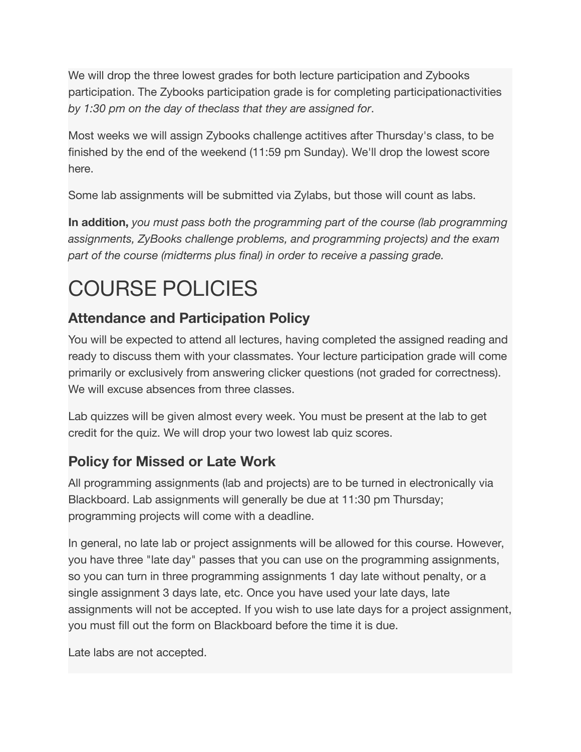We will drop the three lowest grades for both lecture participation and Zybooks participation. The Zybooks participation grade is for completing participationactivities *by 1:30 pm on the day of theclass that they are assigned for*.

Most weeks we will assign Zybooks challenge actitives after Thursday's class, to be finished by the end of the weekend (11:59 pm Sunday). We'll drop the lowest score here.

Some lab assignments will be submitted via Zylabs, but those will count as labs.

**In addition,** *you must pass both the programming part of the course (lab programming assignments, ZyBooks challenge problems, and programming projects) and the exam part of the course (midterms plus final) in order to receive a passing grade.*

# COURSE POLICIES

## Attendance and Participation Policy

You will be expected to attend all lectures, having completed the assigned reading and ready to discuss them with your classmates. Your lecture participation grade will come primarily or exclusively from answering clicker questions (not graded for correctness). We will excuse absences from three classes.

Lab quizzes will be given almost every week. You must be present at the lab to get credit for the quiz. We will drop your two lowest lab quiz scores.

## Policy for Missed or Late Work

All programming assignments (lab and projects) are to be turned in electronically via Blackboard. Lab assignments will generally be due at 11:30 pm Thursday; programming projects will come with a deadline.

In general, no late lab or project assignments will be allowed for this course. However, you have three "late day" passes that you can use on the programming assignments, so you can turn in three programming assignments 1 day late without penalty, or a single assignment 3 days late, etc. Once you have used your late days, late assignments will not be accepted. If you wish to use late days for a project assignment, you must fill out the form on Blackboard before the time it is due.

Late labs are not accepted.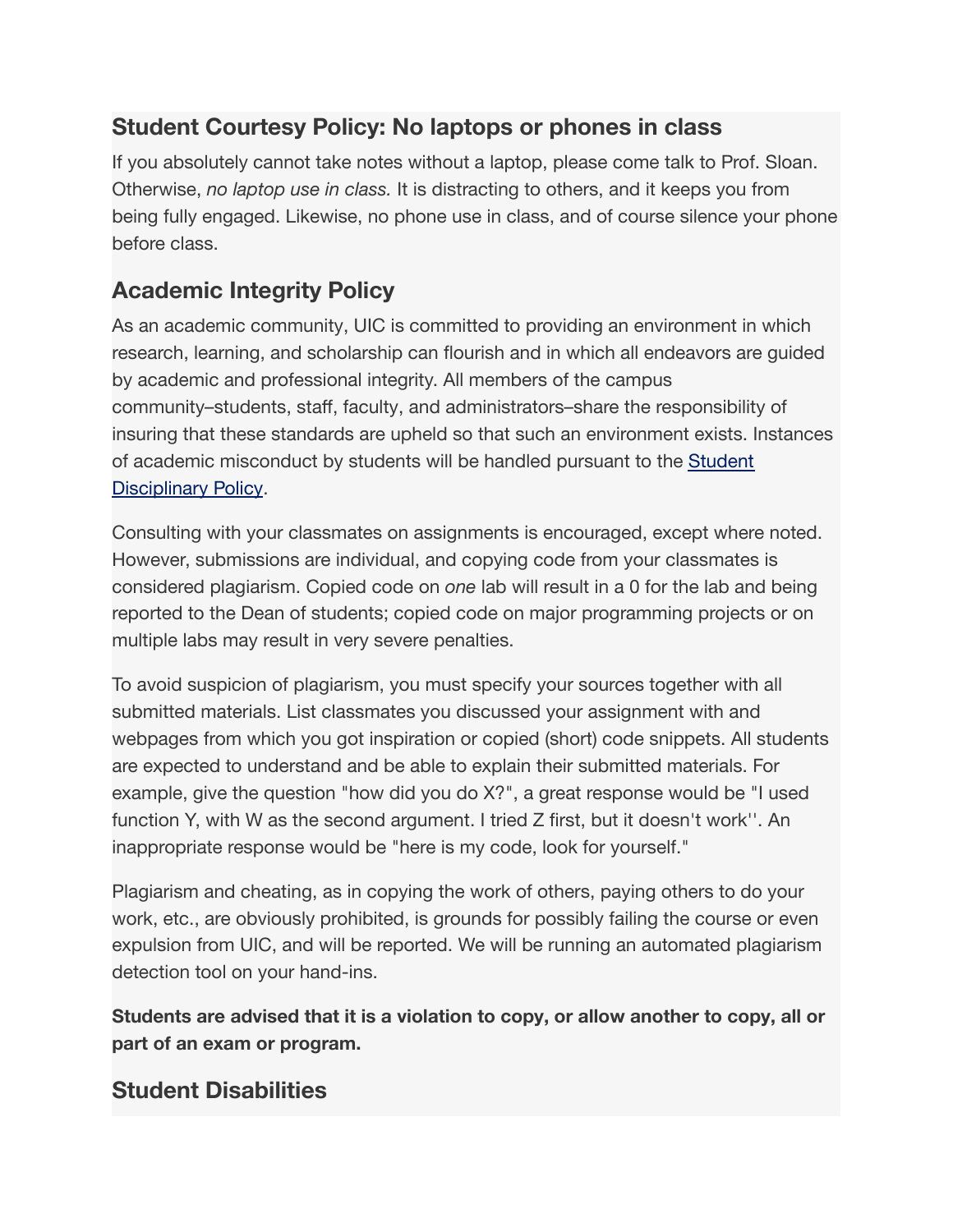## Student Courtesy Policy: No laptops or phones in class

If you absolutely cannot take notes without a laptop, please come talk to Prof. Sloan. Otherwise, *no laptop use in class.* It is distracting to others, and it keeps you from being fully engaged. Likewise, no phone use in class, and of course silence your phone before class.

## Academic Integrity Policy

As an academic community, UIC is committed to providing an environment in which research, learning, and scholarship can flourish and in which all endeavors are guided by academic and professional integrity. All members of the campus community–students, staff, faculty, and administrators–share the responsibility of insuring that these standards are upheld so that such an environment exists. Instances of academic misconduct by students will be handled pursuant to the [Student Disciplinary Policy](#).

Consulting with your classmates on assignments is encouraged, except where noted. However, submissions are individual, and copying code from your classmates is considered plagiarism. Copied code on *one* lab will result in a 0 for the lab and being reported to the Dean of students; copied code on major programming projects or on multiple labs may result in very severe penalties.

To avoid suspicion of plagiarism, you must specify your sources together with all submitted materials. List classmates you discussed your assignment with and webpages from which you got inspiration or copied (short) code snippets. All students are expected to understand and be able to explain their submitted materials. For example, give the question "how did you do X?", a great response would be "I used function Y, with W as the second argument. I tried Z first, but it doesn't work''. An inappropriate response would be "here is my code, look for yourself."

Plagiarism and cheating, as in copying the work of others, paying others to do your work, etc., are obviously prohibited, is grounds for possibly failing the course or even expulsion from UIC, and will be reported. We will be running an automated plagiarism detection tool on your hand-ins.

**Students are advised that it is a violation to copy, or allow another to copy, all or part of an exam or program.**

## Student Disabilities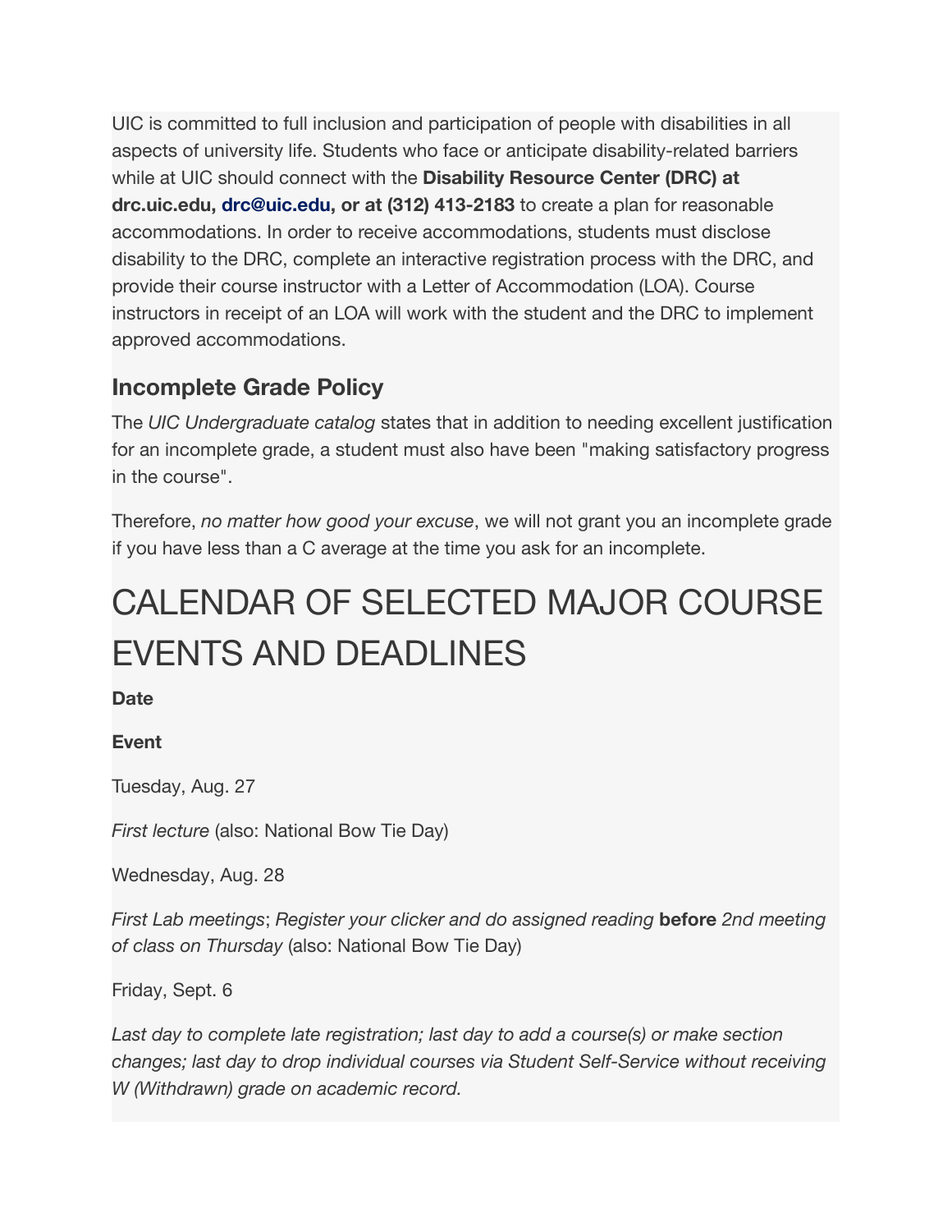UIC is committed to full inclusion and participation of people with disabilities in all aspects of university life. Students who face or anticipate disability-related barriers while at UIC should connect with the **Disability Resource Center (DRC) at drc.uic.edu, drc@uic.edu, or at (312) 413-2183** to create a plan for reasonable accommodations. In order to receive accommodations, students must disclose disability to the DRC, complete an interactive registration process with the DRC, and provide their course instructor with a Letter of Accommodation (LOA). Course instructors in receipt of an LOA will work with the student and the DRC to implement approved accommodations.

## Incomplete Grade Policy

The *UIC Undergraduate catalog* states that in addition to needing excellent justification for an incomplete grade, a student must also have been "making satisfactory progress in the course".

Therefore, *no matter how good your excuse*, we will not grant you an incomplete grade if you have less than a C average at the time you ask for an incomplete.

# CALENDAR OF SELECTED MAJOR COURSE EVENTS AND DEADLINES

| **Date** | **Event** |
| --- | --- |
| Tuesday, Aug. 27 | *First lecture* (also: National Bow Tie Day) |
| Wednesday, Aug. 28 | *First Lab meetings*; *Register your clicker and do assigned reading* **before** *2nd meeting of class on Thursday* (also: National Bow Tie Day) |
| Friday, Sept. 6 | *Last day to complete late registration; last day to add a course(s) or make section changes; last day to drop individual courses via Student Self-Service without receiving W (Withdrawn) grade on academic record.* |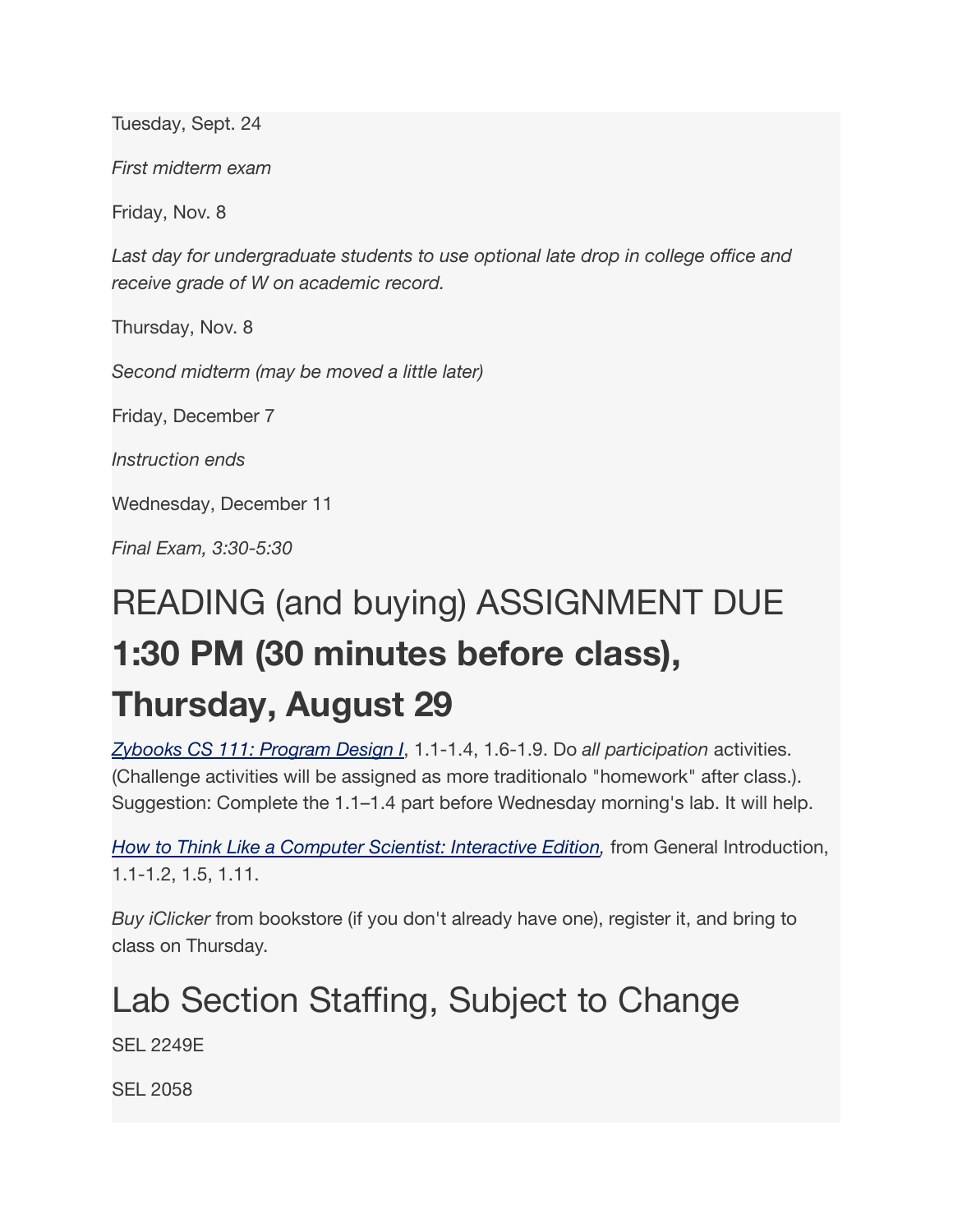Tuesday, Sept. 24

*First midterm exam*

Friday, Nov. 8

*Last day for undergraduate students to use optional late drop in college office and receive grade of W on academic record.*

Thursday, Nov. 8

*Second midterm (may be moved a little later)*

Friday, December 7

*Instruction ends*

Wednesday, December 11

*Final Exam, 3:30-5:30*

# READING (and buying) ASSIGNMENT DUE **1:30 PM (30 minutes before class), Thursday, August 29**

*Zybooks CS 111: Program Design I*, 1.1-1.4, 1.6-1.9. Do *all participation* activities. (Challenge activities will be assigned as more traditionalo "homework" after class.). Suggestion: Complete the 1.1–1.4 part before Wednesday morning's lab. It will help.

*How to Think Like a Computer Scientist: Interactive Edition,* from General Introduction, 1.1-1.2, 1.5, 1.11.

*Buy iClicker* from bookstore (if you don't already have one), register it, and bring to class on Thursday.

# Lab Section Staffing, Subject to Change

SEL 2249E

SEL 2058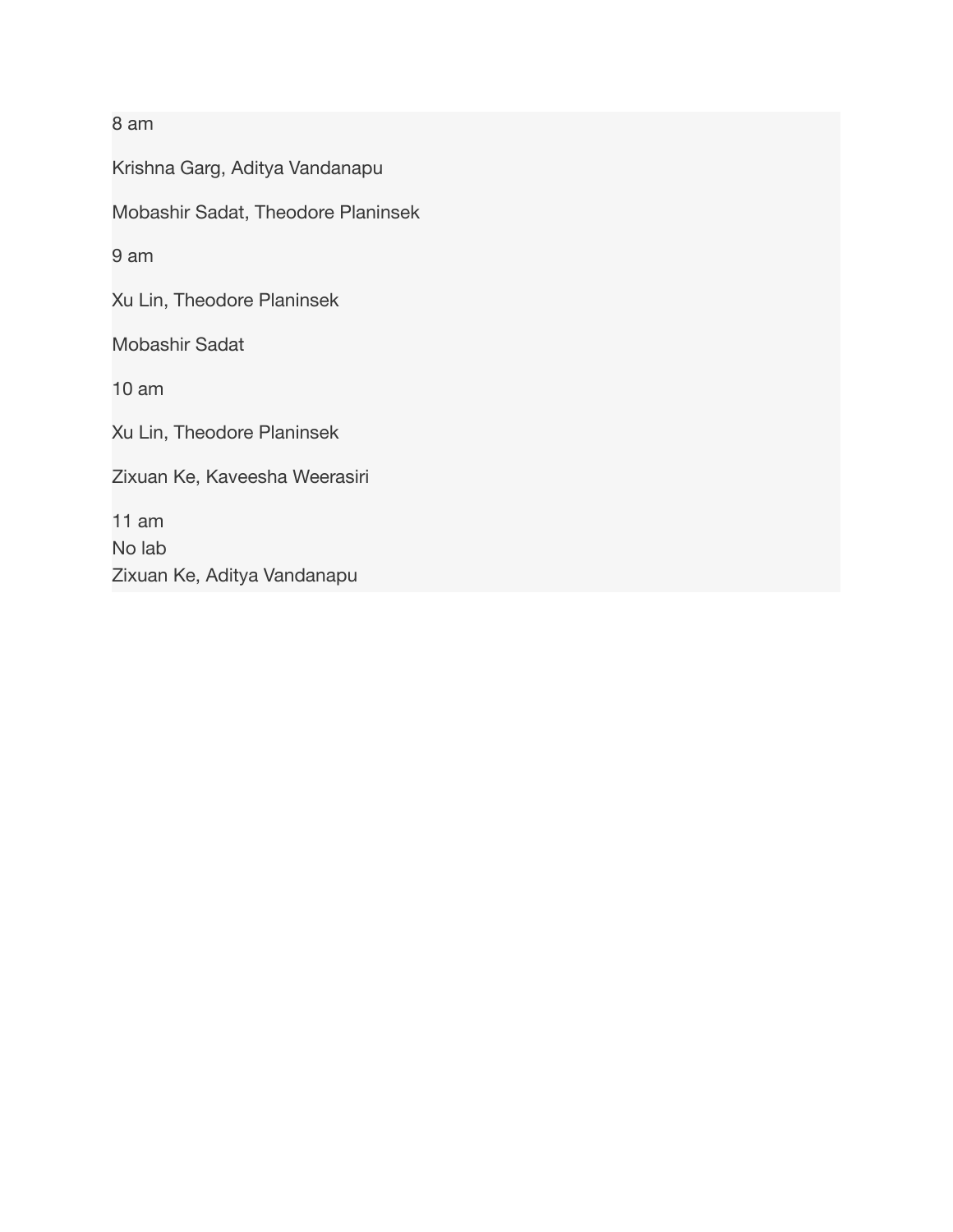8 am

Krishna Garg, Aditya Vandanapu

Mobashir Sadat, Theodore Planinsek

9 am

Xu Lin, Theodore Planinsek

Mobashir Sadat

10 am

Xu Lin, Theodore Planinsek

Zixuan Ke, Kaveesha Weerasiri

11 am
No lab
Zixuan Ke, Aditya Vandanapu